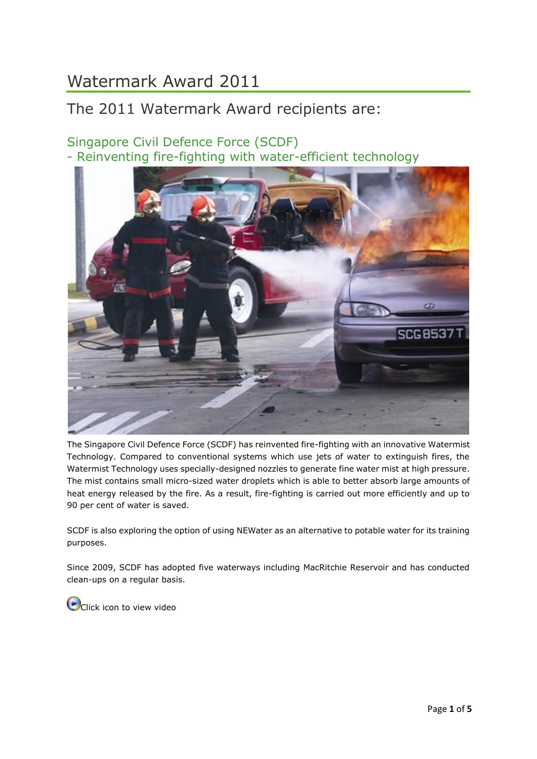# Watermark Award 2011

## The 2011 Watermark Award recipients are:

### Singapore Civil Defence Force (SCDF)
### - Reinventing fire-fighting with water-efficient technology

The Singapore Civil Defence Force (SCDF) has reinvented fire-fighting with an innovative Watermist Technology. Compared to conventional systems which use jets of water to extinguish fires, the Watermist Technology uses specially-designed nozzles to generate fine water mist at high pressure. The mist contains small micro-sized water droplets which is able to better absorb large amounts of heat energy released by the fire. As a result, fire-fighting is carried out more efficiently and up to 90 per cent of water is saved.

SCDF is also exploring the option of using NEWater as an alternative to potable water for its training purposes.

Since 2009, SCDF has adopted five waterways including MacRitchie Reservoir and has conducted clean-ups on a regular basis.

Click icon to view video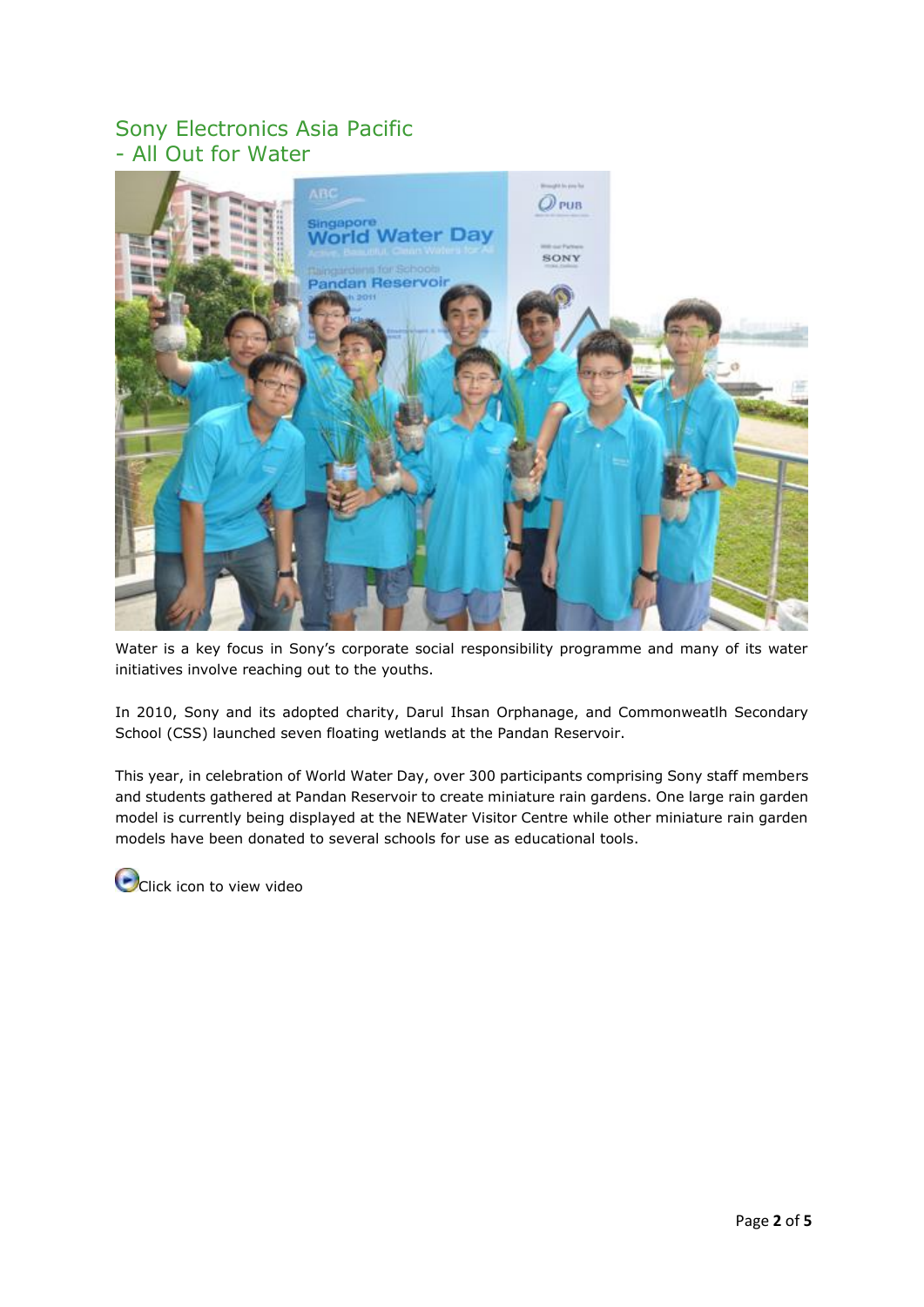## Sony Electronics Asia Pacific
## - All Out for Water

Water is a key focus in Sony's corporate social responsibility programme and many of its water initiatives involve reaching out to the youths.

In 2010, Sony and its adopted charity, Darul Ihsan Orphanage, and Commonweatlh Secondary School (CSS) launched seven floating wetlands at the Pandan Reservoir.

This year, in celebration of World Water Day, over 300 participants comprising Sony staff members and students gathered at Pandan Reservoir to create miniature rain gardens. One large rain garden model is currently being displayed at the NEWater Visitor Centre while other miniature rain garden models have been donated to several schools for use as educational tools.

Click icon to view video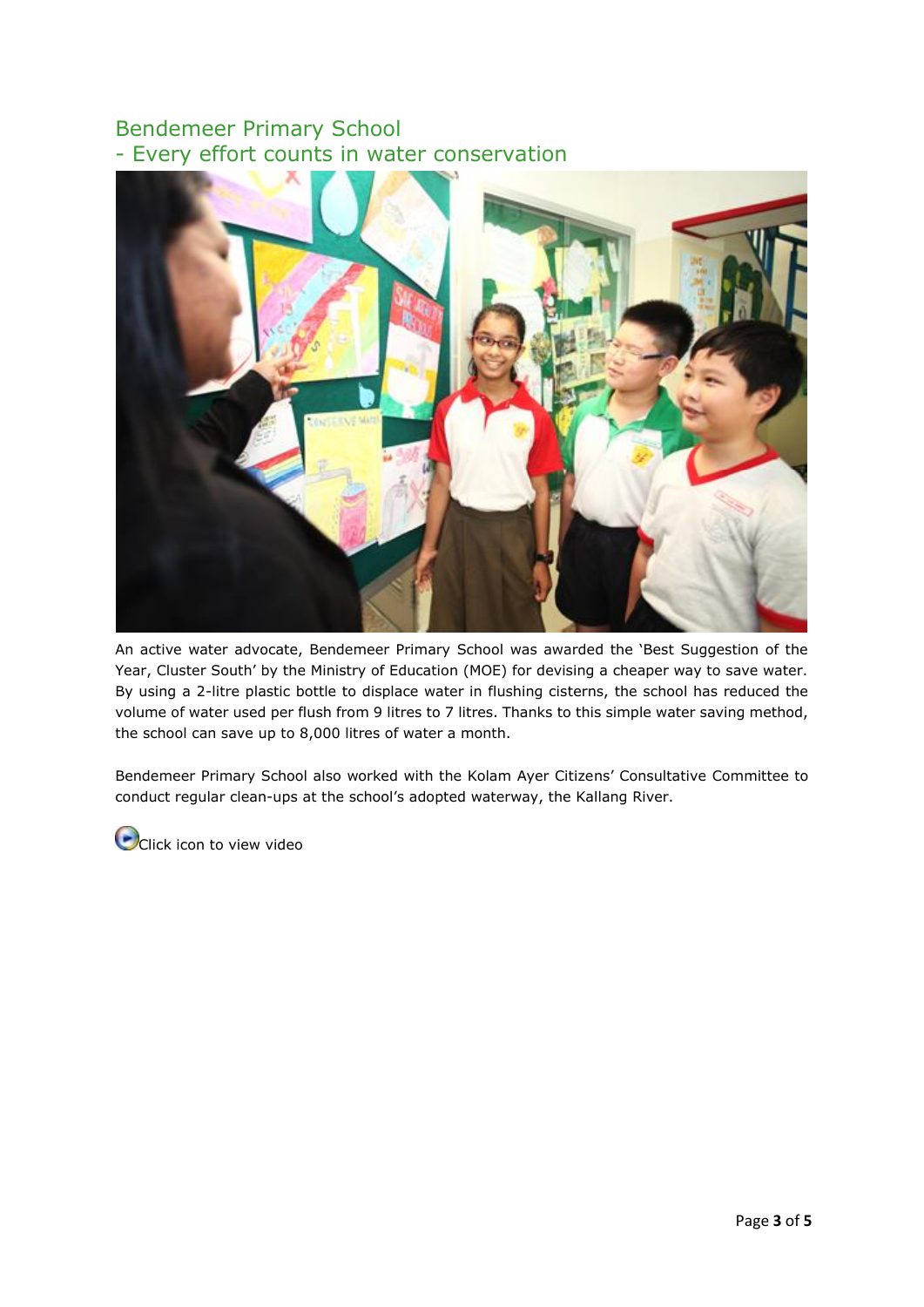## Bendemeer Primary School
## - Every effort counts in water conservation

An active water advocate, Bendemeer Primary School was awarded the 'Best Suggestion of the Year, Cluster South' by the Ministry of Education (MOE) for devising a cheaper way to save water. By using a 2-litre plastic bottle to displace water in flushing cisterns, the school has reduced the volume of water used per flush from 9 litres to 7 litres. Thanks to this simple water saving method, the school can save up to 8,000 litres of water a month.

Bendemeer Primary School also worked with the Kolam Ayer Citizens' Consultative Committee to conduct regular clean-ups at the school's adopted waterway, the Kallang River.

Click icon to view video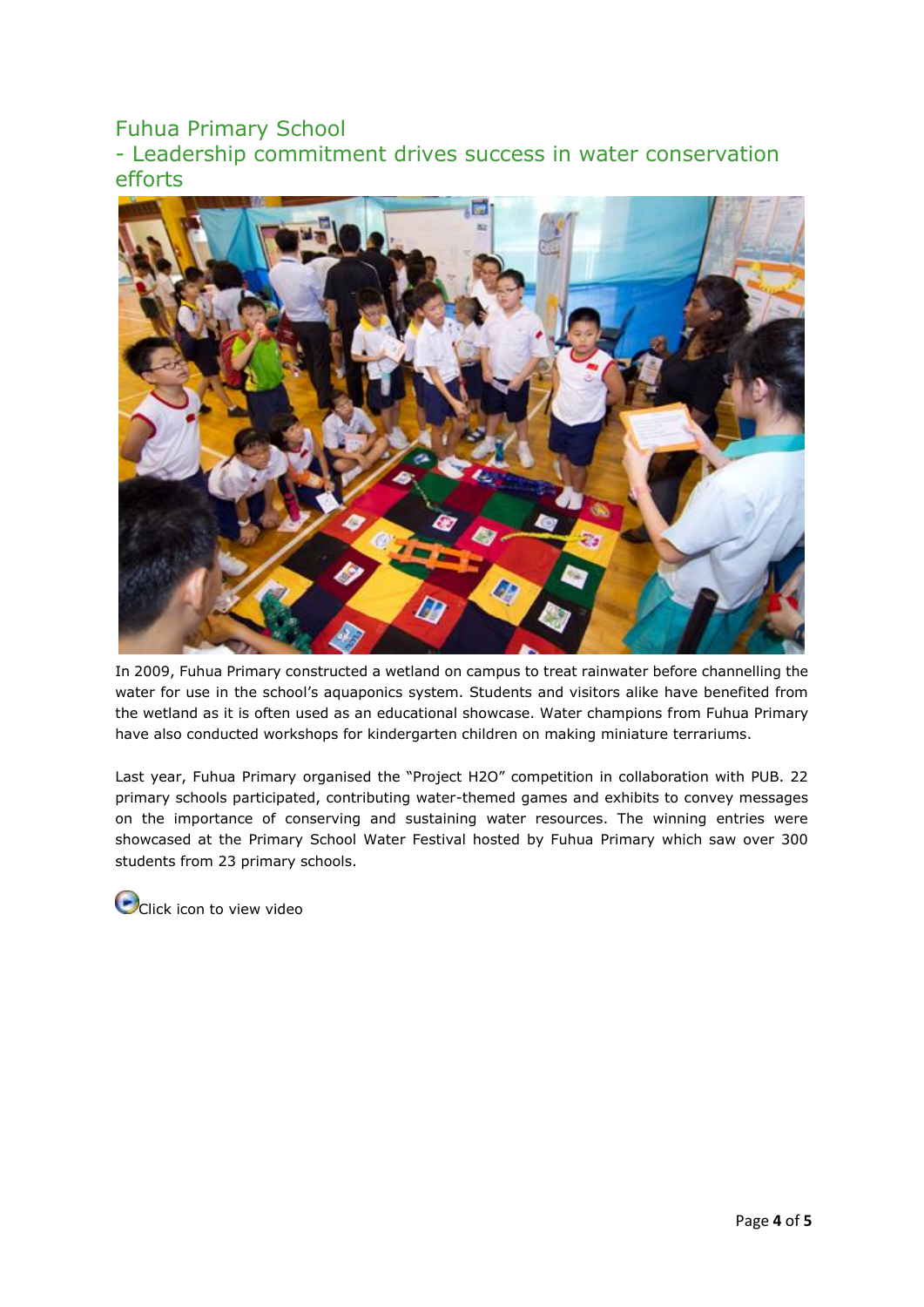## Fuhua Primary School
## - Leadership commitment drives success in water conservation efforts

In 2009, Fuhua Primary constructed a wetland on campus to treat rainwater before channelling the water for use in the school's aquaponics system. Students and visitors alike have benefited from the wetland as it is often used as an educational showcase. Water champions from Fuhua Primary have also conducted workshops for kindergarten children on making miniature terrariums.

Last year, Fuhua Primary organised the "Project H2O" competition in collaboration with PUB. 22 primary schools participated, contributing water-themed games and exhibits to convey messages on the importance of conserving and sustaining water resources. The winning entries were showcased at the Primary School Water Festival hosted by Fuhua Primary which saw over 300 students from 23 primary schools.

Click icon to view video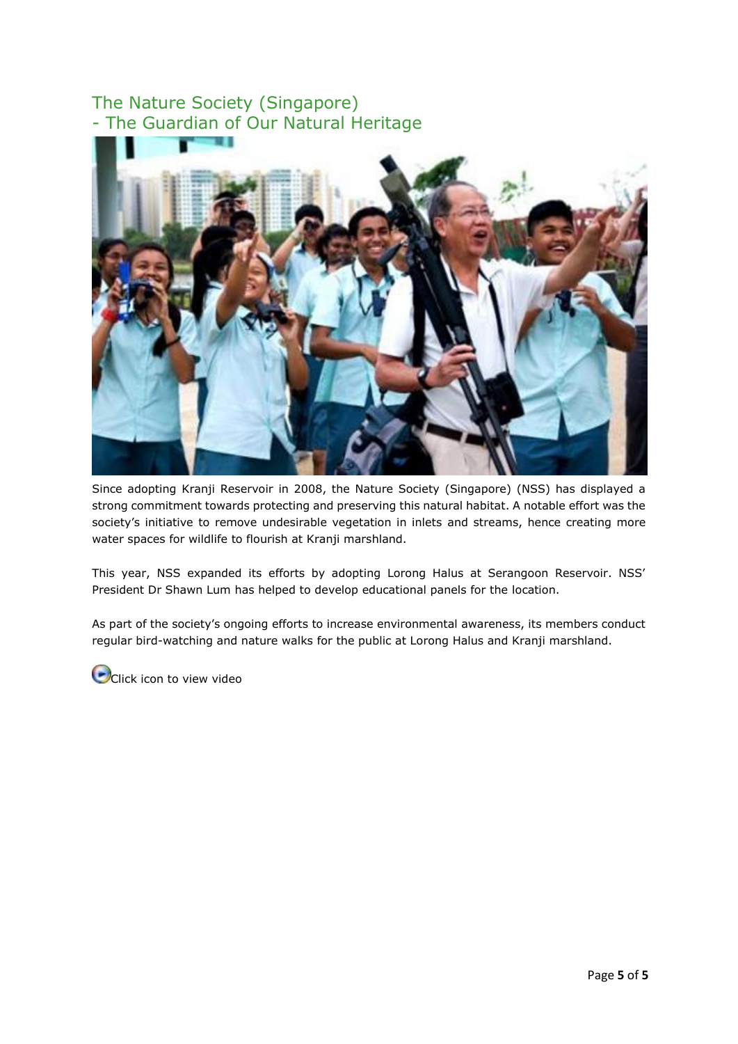## The Nature Society (Singapore)
## - The Guardian of Our Natural Heritage

Since adopting Kranji Reservoir in 2008, the Nature Society (Singapore) (NSS) has displayed a strong commitment towards protecting and preserving this natural habitat. A notable effort was the society's initiative to remove undesirable vegetation in inlets and streams, hence creating more water spaces for wildlife to flourish at Kranji marshland.

This year, NSS expanded its efforts by adopting Lorong Halus at Serangoon Reservoir. NSS' President Dr Shawn Lum has helped to develop educational panels for the location.

As part of the society's ongoing efforts to increase environmental awareness, its members conduct regular bird-watching and nature walks for the public at Lorong Halus and Kranji marshland.

Click icon to view video